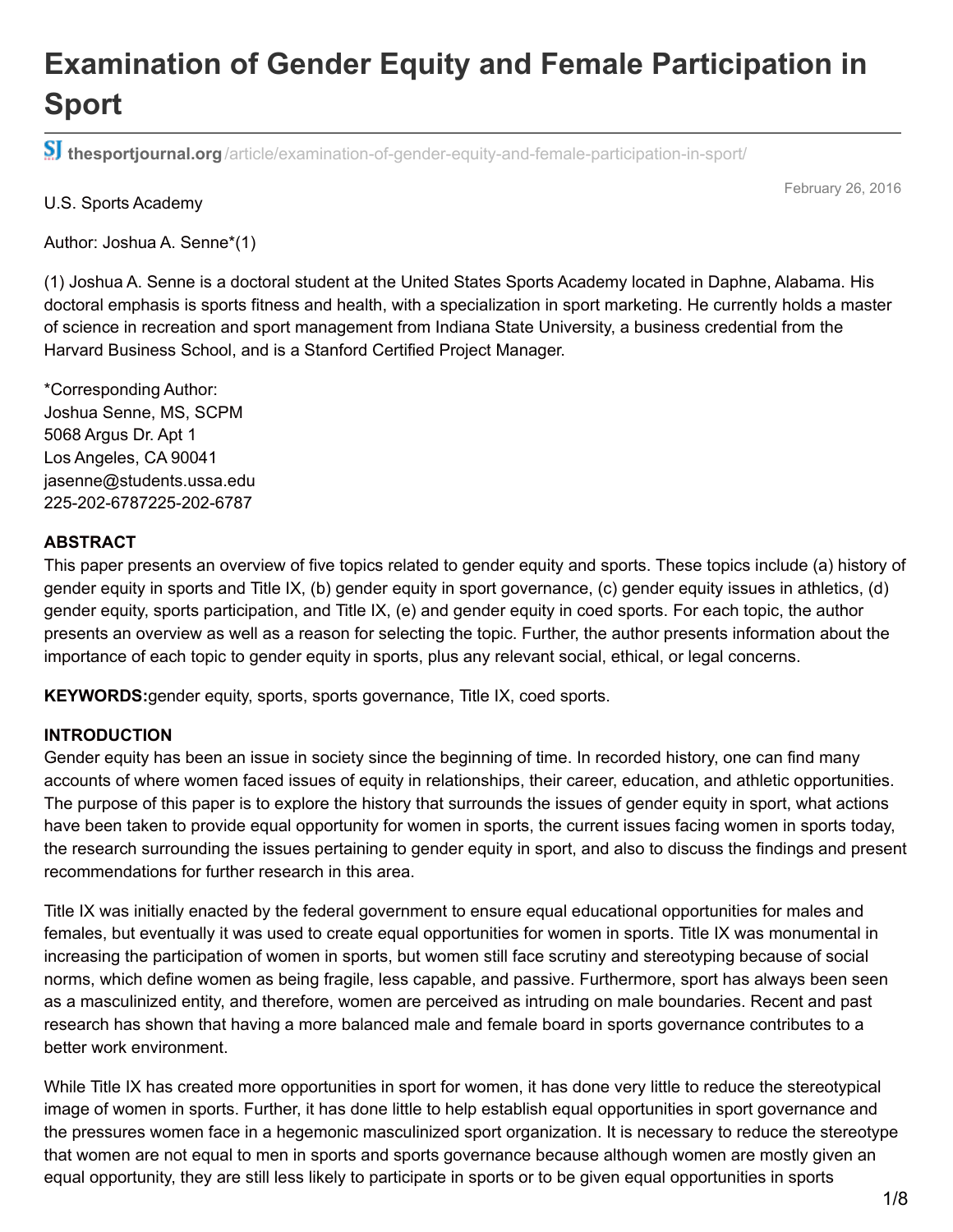# Examination of Gender Equity and Female Participation in Sport

thesportjournal.org/article/examination-of-gender-equity-and-female-participation-in-sport/

February 26, 2016

U.S. Sports Academy

Author: Joshua A. Senne*(1)

(1) Joshua A. Senne is a doctoral student at the United States Sports Academy located in Daphne, Alabama. His doctoral emphasis is sports fitness and health, with a specialization in sport marketing. He currently holds a master of science in recreation and sport management from Indiana State University, a business credential from the Harvard Business School, and is a Stanford Certified Project Manager.

*Corresponding Author:
Joshua Senne, MS, SCPM
5068 Argus Dr. Apt 1
Los Angeles, CA 90041
jasenne@students.ussa.edu
225-202-6787225-202-6787

## ABSTRACT

This paper presents an overview of five topics related to gender equity and sports. These topics include (a) history of gender equity in sports and Title IX, (b) gender equity in sport governance, (c) gender equity issues in athletics, (d) gender equity, sports participation, and Title IX, (e) and gender equity in coed sports. For each topic, the author presents an overview as well as a reason for selecting the topic. Further, the author presents information about the importance of each topic to gender equity in sports, plus any relevant social, ethical, or legal concerns.

**KEYWORDS:** gender equity, sports, sports governance, Title IX, coed sports.

## INTRODUCTION

Gender equity has been an issue in society since the beginning of time. In recorded history, one can find many accounts of where women faced issues of equity in relationships, their career, education, and athletic opportunities. The purpose of this paper is to explore the history that surrounds the issues of gender equity in sport, what actions have been taken to provide equal opportunity for women in sports, the current issues facing women in sports today, the research surrounding the issues pertaining to gender equity in sport, and also to discuss the findings and present recommendations for further research in this area.

Title IX was initially enacted by the federal government to ensure equal educational opportunities for males and females, but eventually it was used to create equal opportunities for women in sports. Title IX was monumental in increasing the participation of women in sports, but women still face scrutiny and stereotyping because of social norms, which define women as being fragile, less capable, and passive. Furthermore, sport has always been seen as a masculinized entity, and therefore, women are perceived as intruding on male boundaries. Recent and past research has shown that having a more balanced male and female board in sports governance contributes to a better work environment.

While Title IX has created more opportunities in sport for women, it has done very little to reduce the stereotypical image of women in sports. Further, it has done little to help establish equal opportunities in sport governance and the pressures women face in a hegemonic masculinized sport organization. It is necessary to reduce the stereotype that women are not equal to men in sports and sports governance because although women are mostly given an equal opportunity, they are still less likely to participate in sports or to be given equal opportunities in sports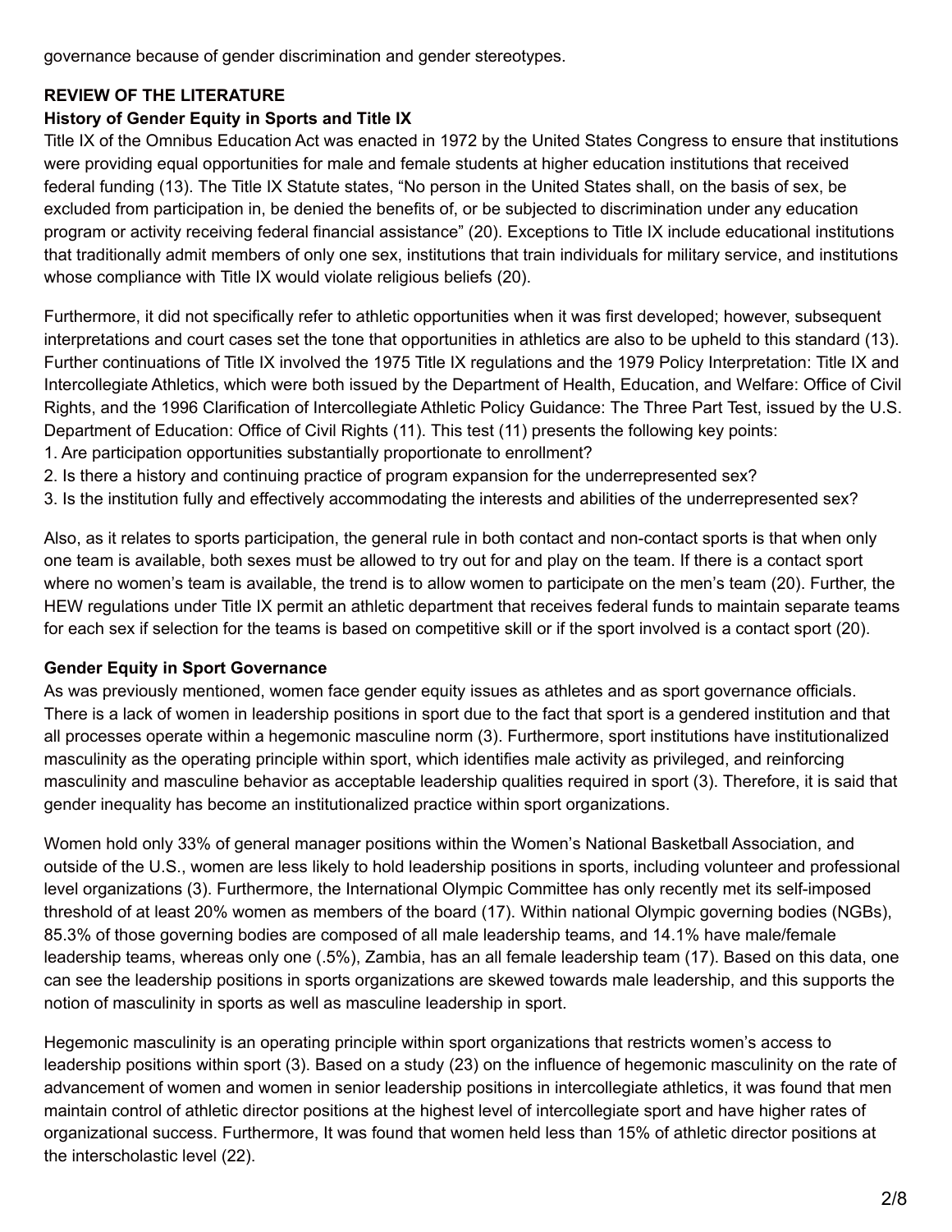governance because of gender discrimination and gender stereotypes.

## REVIEW OF THE LITERATURE

### History of Gender Equity in Sports and Title IX

Title IX of the Omnibus Education Act was enacted in 1972 by the United States Congress to ensure that institutions were providing equal opportunities for male and female students at higher education institutions that received federal funding (13). The Title IX Statute states, "No person in the United States shall, on the basis of sex, be excluded from participation in, be denied the benefits of, or be subjected to discrimination under any education program or activity receiving federal financial assistance" (20). Exceptions to Title IX include educational institutions that traditionally admit members of only one sex, institutions that train individuals for military service, and institutions whose compliance with Title IX would violate religious beliefs (20).

Furthermore, it did not specifically refer to athletic opportunities when it was first developed; however, subsequent interpretations and court cases set the tone that opportunities in athletics are also to be upheld to this standard (13). Further continuations of Title IX involved the 1975 Title IX regulations and the 1979 Policy Interpretation: Title IX and Intercollegiate Athletics, which were both issued by the Department of Health, Education, and Welfare: Office of Civil Rights, and the 1996 Clarification of Intercollegiate Athletic Policy Guidance: The Three Part Test, issued by the U.S. Department of Education: Office of Civil Rights (11). This test (11) presents the following key points:

1. Are participation opportunities substantially proportionate to enrollment?
2. Is there a history and continuing practice of program expansion for the underrepresented sex?
3. Is the institution fully and effectively accommodating the interests and abilities of the underrepresented sex?

Also, as it relates to sports participation, the general rule in both contact and non-contact sports is that when only one team is available, both sexes must be allowed to try out for and play on the team. If there is a contact sport where no women's team is available, the trend is to allow women to participate on the men's team (20). Further, the HEW regulations under Title IX permit an athletic department that receives federal funds to maintain separate teams for each sex if selection for the teams is based on competitive skill or if the sport involved is a contact sport (20).

### Gender Equity in Sport Governance

As was previously mentioned, women face gender equity issues as athletes and as sport governance officials. There is a lack of women in leadership positions in sport due to the fact that sport is a gendered institution and that all processes operate within a hegemonic masculine norm (3). Furthermore, sport institutions have institutionalized masculinity as the operating principle within sport, which identifies male activity as privileged, and reinforcing masculinity and masculine behavior as acceptable leadership qualities required in sport (3). Therefore, it is said that gender inequality has become an institutionalized practice within sport organizations.

Women hold only 33% of general manager positions within the Women's National Basketball Association, and outside of the U.S., women are less likely to hold leadership positions in sports, including volunteer and professional level organizations (3). Furthermore, the International Olympic Committee has only recently met its self-imposed threshold of at least 20% women as members of the board (17). Within national Olympic governing bodies (NGBs), 85.3% of those governing bodies are composed of all male leadership teams, and 14.1% have male/female leadership teams, whereas only one (.5%), Zambia, has an all female leadership team (17). Based on this data, one can see the leadership positions in sports organizations are skewed towards male leadership, and this supports the notion of masculinity in sports as well as masculine leadership in sport.

Hegemonic masculinity is an operating principle within sport organizations that restricts women's access to leadership positions within sport (3). Based on a study (23) on the influence of hegemonic masculinity on the rate of advancement of women and women in senior leadership positions in intercollegiate athletics, it was found that men maintain control of athletic director positions at the highest level of intercollegiate sport and have higher rates of organizational success. Furthermore, It was found that women held less than 15% of athletic director positions at the interscholastic level (22).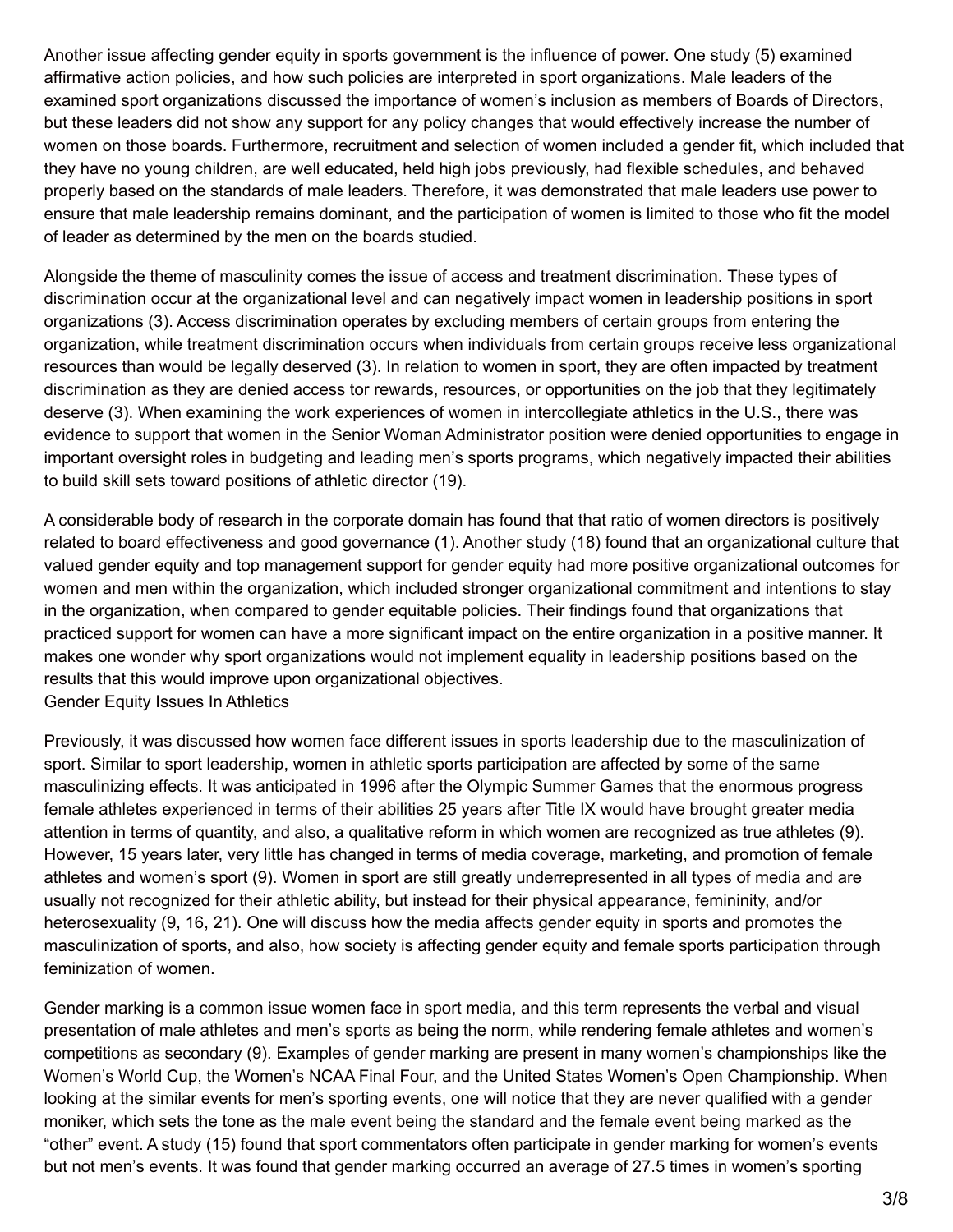Another issue affecting gender equity in sports government is the influence of power. One study (5) examined affirmative action policies, and how such policies are interpreted in sport organizations. Male leaders of the examined sport organizations discussed the importance of women's inclusion as members of Boards of Directors, but these leaders did not show any support for any policy changes that would effectively increase the number of women on those boards. Furthermore, recruitment and selection of women included a gender fit, which included that they have no young children, are well educated, held high jobs previously, had flexible schedules, and behaved properly based on the standards of male leaders. Therefore, it was demonstrated that male leaders use power to ensure that male leadership remains dominant, and the participation of women is limited to those who fit the model of leader as determined by the men on the boards studied.

Alongside the theme of masculinity comes the issue of access and treatment discrimination. These types of discrimination occur at the organizational level and can negatively impact women in leadership positions in sport organizations (3). Access discrimination operates by excluding members of certain groups from entering the organization, while treatment discrimination occurs when individuals from certain groups receive less organizational resources than would be legally deserved (3). In relation to women in sport, they are often impacted by treatment discrimination as they are denied access tor rewards, resources, or opportunities on the job that they legitimately deserve (3). When examining the work experiences of women in intercollegiate athletics in the U.S., there was evidence to support that women in the Senior Woman Administrator position were denied opportunities to engage in important oversight roles in budgeting and leading men's sports programs, which negatively impacted their abilities to build skill sets toward positions of athletic director (19).

A considerable body of research in the corporate domain has found that that ratio of women directors is positively related to board effectiveness and good governance (1). Another study (18) found that an organizational culture that valued gender equity and top management support for gender equity had more positive organizational outcomes for women and men within the organization, which included stronger organizational commitment and intentions to stay in the organization, when compared to gender equitable policies. Their findings found that organizations that practiced support for women can have a more significant impact on the entire organization in a positive manner. It makes one wonder why sport organizations would not implement equality in leadership positions based on the results that this would improve upon organizational objectives.

## Gender Equity Issues In Athletics

Previously, it was discussed how women face different issues in sports leadership due to the masculinization of sport. Similar to sport leadership, women in athletic sports participation are affected by some of the same masculinizing effects. It was anticipated in 1996 after the Olympic Summer Games that the enormous progress female athletes experienced in terms of their abilities 25 years after Title IX would have brought greater media attention in terms of quantity, and also, a qualitative reform in which women are recognized as true athletes (9). However, 15 years later, very little has changed in terms of media coverage, marketing, and promotion of female athletes and women's sport (9). Women in sport are still greatly underrepresented in all types of media and are usually not recognized for their athletic ability, but instead for their physical appearance, femininity, and/or heterosexuality (9, 16, 21). One will discuss how the media affects gender equity in sports and promotes the masculinization of sports, and also, how society is affecting gender equity and female sports participation through feminization of women.

Gender marking is a common issue women face in sport media, and this term represents the verbal and visual presentation of male athletes and men's sports as being the norm, while rendering female athletes and women's competitions as secondary (9). Examples of gender marking are present in many women's championships like the Women's World Cup, the Women's NCAA Final Four, and the United States Women's Open Championship. When looking at the similar events for men's sporting events, one will notice that they are never qualified with a gender moniker, which sets the tone as the male event being the standard and the female event being marked as the "other" event. A study (15) found that sport commentators often participate in gender marking for women's events but not men's events. It was found that gender marking occurred an average of 27.5 times in women's sporting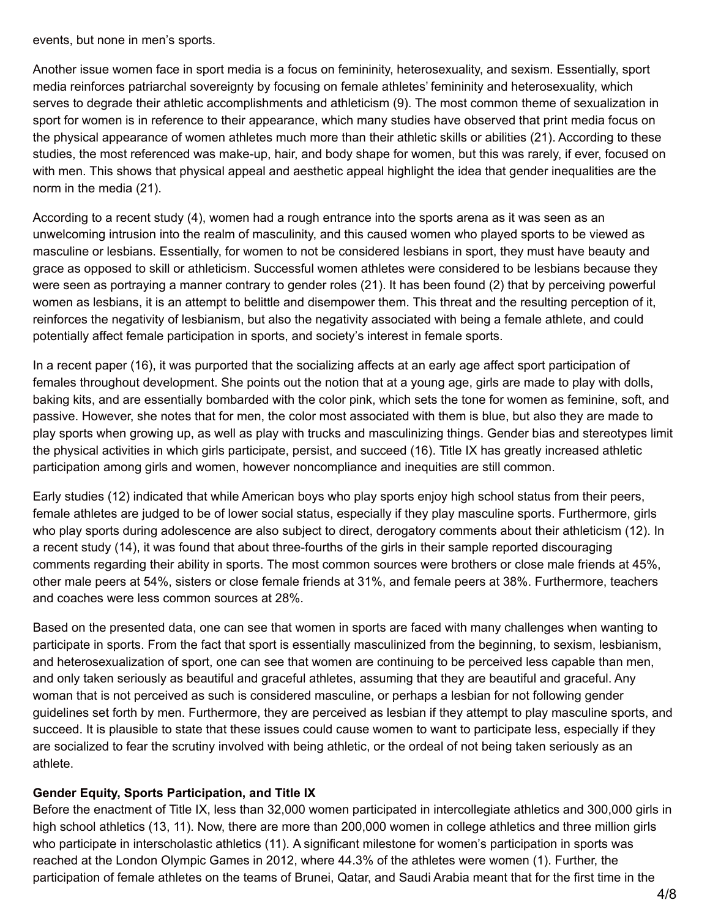events, but none in men's sports.

Another issue women face in sport media is a focus on femininity, heterosexuality, and sexism. Essentially, sport media reinforces patriarchal sovereignty by focusing on female athletes' femininity and heterosexuality, which serves to degrade their athletic accomplishments and athleticism (9). The most common theme of sexualization in sport for women is in reference to their appearance, which many studies have observed that print media focus on the physical appearance of women athletes much more than their athletic skills or abilities (21). According to these studies, the most referenced was make-up, hair, and body shape for women, but this was rarely, if ever, focused on with men. This shows that physical appeal and aesthetic appeal highlight the idea that gender inequalities are the norm in the media (21).

According to a recent study (4), women had a rough entrance into the sports arena as it was seen as an unwelcoming intrusion into the realm of masculinity, and this caused women who played sports to be viewed as masculine or lesbians. Essentially, for women to not be considered lesbians in sport, they must have beauty and grace as opposed to skill or athleticism. Successful women athletes were considered to be lesbians because they were seen as portraying a manner contrary to gender roles (21). It has been found (2) that by perceiving powerful women as lesbians, it is an attempt to belittle and disempower them. This threat and the resulting perception of it, reinforces the negativity of lesbianism, but also the negativity associated with being a female athlete, and could potentially affect female participation in sports, and society's interest in female sports.

In a recent paper (16), it was purported that the socializing affects at an early age affect sport participation of females throughout development. She points out the notion that at a young age, girls are made to play with dolls, baking kits, and are essentially bombarded with the color pink, which sets the tone for women as feminine, soft, and passive. However, she notes that for men, the color most associated with them is blue, but also they are made to play sports when growing up, as well as play with trucks and masculinizing things. Gender bias and stereotypes limit the physical activities in which girls participate, persist, and succeed (16). Title IX has greatly increased athletic participation among girls and women, however noncompliance and inequities are still common.

Early studies (12) indicated that while American boys who play sports enjoy high school status from their peers, female athletes are judged to be of lower social status, especially if they play masculine sports. Furthermore, girls who play sports during adolescence are also subject to direct, derogatory comments about their athleticism (12). In a recent study (14), it was found that about three-fourths of the girls in their sample reported discouraging comments regarding their ability in sports. The most common sources were brothers or close male friends at 45%, other male peers at 54%, sisters or close female friends at 31%, and female peers at 38%. Furthermore, teachers and coaches were less common sources at 28%.

Based on the presented data, one can see that women in sports are faced with many challenges when wanting to participate in sports. From the fact that sport is essentially masculinized from the beginning, to sexism, lesbianism, and heterosexualization of sport, one can see that women are continuing to be perceived less capable than men, and only taken seriously as beautiful and graceful athletes, assuming that they are beautiful and graceful. Any woman that is not perceived as such is considered masculine, or perhaps a lesbian for not following gender guidelines set forth by men. Furthermore, they are perceived as lesbian if they attempt to play masculine sports, and succeed. It is plausible to state that these issues could cause women to want to participate less, especially if they are socialized to fear the scrutiny involved with being athletic, or the ordeal of not being taken seriously as an athlete.

**Gender Equity, Sports Participation, and Title IX**

Before the enactment of Title IX, less than 32,000 women participated in intercollegiate athletics and 300,000 girls in high school athletics (13, 11). Now, there are more than 200,000 women in college athletics and three million girls who participate in interscholastic athletics (11). A significant milestone for women's participation in sports was reached at the London Olympic Games in 2012, where 44.3% of the athletes were women (1). Further, the participation of female athletes on the teams of Brunei, Qatar, and Saudi Arabia meant that for the first time in the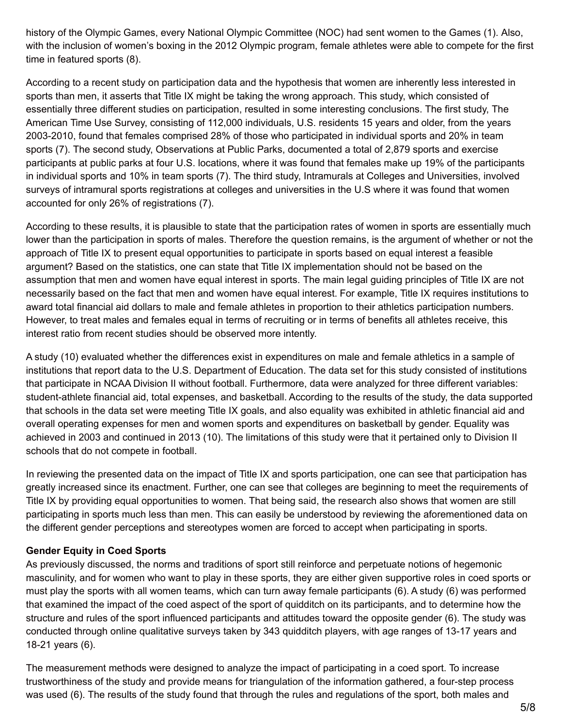history of the Olympic Games, every National Olympic Committee (NOC) had sent women to the Games (1). Also, with the inclusion of women's boxing in the 2012 Olympic program, female athletes were able to compete for the first time in featured sports (8).

According to a recent study on participation data and the hypothesis that women are inherently less interested in sports than men, it asserts that Title IX might be taking the wrong approach. This study, which consisted of essentially three different studies on participation, resulted in some interesting conclusions. The first study, The American Time Use Survey, consisting of 112,000 individuals, U.S. residents 15 years and older, from the years 2003-2010, found that females comprised 28% of those who participated in individual sports and 20% in team sports (7). The second study, Observations at Public Parks, documented a total of 2,879 sports and exercise participants at public parks at four U.S. locations, where it was found that females make up 19% of the participants in individual sports and 10% in team sports (7). The third study, Intramurals at Colleges and Universities, involved surveys of intramural sports registrations at colleges and universities in the U.S where it was found that women accounted for only 26% of registrations (7).

According to these results, it is plausible to state that the participation rates of women in sports are essentially much lower than the participation in sports of males. Therefore the question remains, is the argument of whether or not the approach of Title IX to present equal opportunities to participate in sports based on equal interest a feasible argument? Based on the statistics, one can state that Title IX implementation should not be based on the assumption that men and women have equal interest in sports. The main legal guiding principles of Title IX are not necessarily based on the fact that men and women have equal interest. For example, Title IX requires institutions to award total financial aid dollars to male and female athletes in proportion to their athletics participation numbers. However, to treat males and females equal in terms of recruiting or in terms of benefits all athletes receive, this interest ratio from recent studies should be observed more intently.

A study (10) evaluated whether the differences exist in expenditures on male and female athletics in a sample of institutions that report data to the U.S. Department of Education. The data set for this study consisted of institutions that participate in NCAA Division II without football. Furthermore, data were analyzed for three different variables: student-athlete financial aid, total expenses, and basketball. According to the results of the study, the data supported that schools in the data set were meeting Title IX goals, and also equality was exhibited in athletic financial aid and overall operating expenses for men and women sports and expenditures on basketball by gender. Equality was achieved in 2003 and continued in 2013 (10). The limitations of this study were that it pertained only to Division II schools that do not compete in football.

In reviewing the presented data on the impact of Title IX and sports participation, one can see that participation has greatly increased since its enactment. Further, one can see that colleges are beginning to meet the requirements of Title IX by providing equal opportunities to women. That being said, the research also shows that women are still participating in sports much less than men. This can easily be understood by reviewing the aforementioned data on the different gender perceptions and stereotypes women are forced to accept when participating in sports.

**Gender Equity in Coed Sports**

As previously discussed, the norms and traditions of sport still reinforce and perpetuate notions of hegemonic masculinity, and for women who want to play in these sports, they are either given supportive roles in coed sports or must play the sports with all women teams, which can turn away female participants (6). A study (6) was performed that examined the impact of the coed aspect of the sport of quidditch on its participants, and to determine how the structure and rules of the sport influenced participants and attitudes toward the opposite gender (6). The study was conducted through online qualitative surveys taken by 343 quidditch players, with age ranges of 13-17 years and 18-21 years (6).

The measurement methods were designed to analyze the impact of participating in a coed sport. To increase trustworthiness of the study and provide means for triangulation of the information gathered, a four-step process was used (6). The results of the study found that through the rules and regulations of the sport, both males and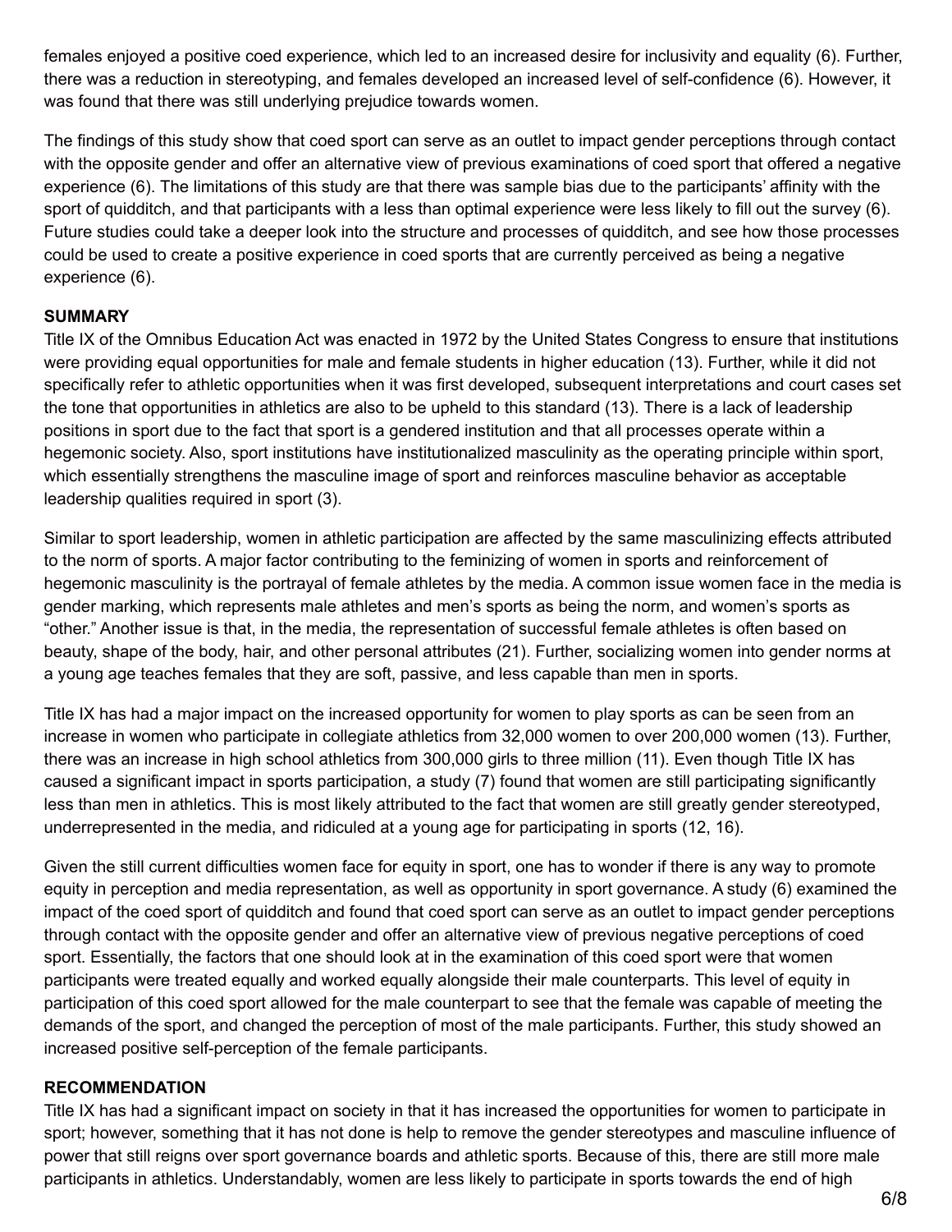females enjoyed a positive coed experience, which led to an increased desire for inclusivity and equality (6). Further, there was a reduction in stereotyping, and females developed an increased level of self-confidence (6). However, it was found that there was still underlying prejudice towards women.

The findings of this study show that coed sport can serve as an outlet to impact gender perceptions through contact with the opposite gender and offer an alternative view of previous examinations of coed sport that offered a negative experience (6). The limitations of this study are that there was sample bias due to the participants' affinity with the sport of quidditch, and that participants with a less than optimal experience were less likely to fill out the survey (6). Future studies could take a deeper look into the structure and processes of quidditch, and see how those processes could be used to create a positive experience in coed sports that are currently perceived as being a negative experience (6).

**SUMMARY**

Title IX of the Omnibus Education Act was enacted in 1972 by the United States Congress to ensure that institutions were providing equal opportunities for male and female students in higher education (13). Further, while it did not specifically refer to athletic opportunities when it was first developed, subsequent interpretations and court cases set the tone that opportunities in athletics are also to be upheld to this standard (13). There is a lack of leadership positions in sport due to the fact that sport is a gendered institution and that all processes operate within a hegemonic society. Also, sport institutions have institutionalized masculinity as the operating principle within sport, which essentially strengthens the masculine image of sport and reinforces masculine behavior as acceptable leadership qualities required in sport (3).

Similar to sport leadership, women in athletic participation are affected by the same masculinizing effects attributed to the norm of sports. A major factor contributing to the feminizing of women in sports and reinforcement of hegemonic masculinity is the portrayal of female athletes by the media. A common issue women face in the media is gender marking, which represents male athletes and men's sports as being the norm, and women's sports as "other." Another issue is that, in the media, the representation of successful female athletes is often based on beauty, shape of the body, hair, and other personal attributes (21). Further, socializing women into gender norms at a young age teaches females that they are soft, passive, and less capable than men in sports.

Title IX has had a major impact on the increased opportunity for women to play sports as can be seen from an increase in women who participate in collegiate athletics from 32,000 women to over 200,000 women (13). Further, there was an increase in high school athletics from 300,000 girls to three million (11). Even though Title IX has caused a significant impact in sports participation, a study (7) found that women are still participating significantly less than men in athletics. This is most likely attributed to the fact that women are still greatly gender stereotyped, underrepresented in the media, and ridiculed at a young age for participating in sports (12, 16).

Given the still current difficulties women face for equity in sport, one has to wonder if there is any way to promote equity in perception and media representation, as well as opportunity in sport governance. A study (6) examined the impact of the coed sport of quidditch and found that coed sport can serve as an outlet to impact gender perceptions through contact with the opposite gender and offer an alternative view of previous negative perceptions of coed sport. Essentially, the factors that one should look at in the examination of this coed sport were that women participants were treated equally and worked equally alongside their male counterparts. This level of equity in participation of this coed sport allowed for the male counterpart to see that the female was capable of meeting the demands of the sport, and changed the perception of most of the male participants. Further, this study showed an increased positive self-perception of the female participants.

**RECOMMENDATION**

Title IX has had a significant impact on society in that it has increased the opportunities for women to participate in sport; however, something that it has not done is help to remove the gender stereotypes and masculine influence of power that still reigns over sport governance boards and athletic sports. Because of this, there are still more male participants in athletics. Understandably, women are less likely to participate in sports towards the end of high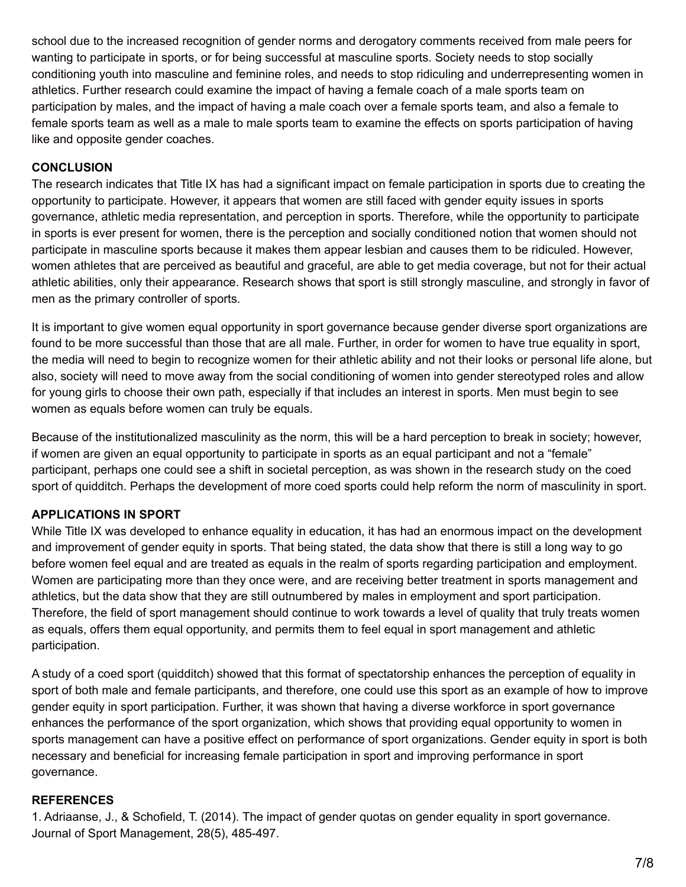school due to the increased recognition of gender norms and derogatory comments received from male peers for wanting to participate in sports, or for being successful at masculine sports. Society needs to stop socially conditioning youth into masculine and feminine roles, and needs to stop ridiculing and underrepresenting women in athletics. Further research could examine the impact of having a female coach of a male sports team on participation by males, and the impact of having a male coach over a female sports team, and also a female to female sports team as well as a male to male sports team to examine the effects on sports participation of having like and opposite gender coaches.

## CONCLUSION

The research indicates that Title IX has had a significant impact on female participation in sports due to creating the opportunity to participate. However, it appears that women are still faced with gender equity issues in sports governance, athletic media representation, and perception in sports. Therefore, while the opportunity to participate in sports is ever present for women, there is the perception and socially conditioned notion that women should not participate in masculine sports because it makes them appear lesbian and causes them to be ridiculed. However, women athletes that are perceived as beautiful and graceful, are able to get media coverage, but not for their actual athletic abilities, only their appearance. Research shows that sport is still strongly masculine, and strongly in favor of men as the primary controller of sports.

It is important to give women equal opportunity in sport governance because gender diverse sport organizations are found to be more successful than those that are all male. Further, in order for women to have true equality in sport, the media will need to begin to recognize women for their athletic ability and not their looks or personal life alone, but also, society will need to move away from the social conditioning of women into gender stereotyped roles and allow for young girls to choose their own path, especially if that includes an interest in sports. Men must begin to see women as equals before women can truly be equals.

Because of the institutionalized masculinity as the norm, this will be a hard perception to break in society; however, if women are given an equal opportunity to participate in sports as an equal participant and not a "female" participant, perhaps one could see a shift in societal perception, as was shown in the research study on the coed sport of quidditch. Perhaps the development of more coed sports could help reform the norm of masculinity in sport.

## APPLICATIONS IN SPORT

While Title IX was developed to enhance equality in education, it has had an enormous impact on the development and improvement of gender equity in sports. That being stated, the data show that there is still a long way to go before women feel equal and are treated as equals in the realm of sports regarding participation and employment. Women are participating more than they once were, and are receiving better treatment in sports management and athletics, but the data show that they are still outnumbered by males in employment and sport participation. Therefore, the field of sport management should continue to work towards a level of quality that truly treats women as equals, offers them equal opportunity, and permits them to feel equal in sport management and athletic participation.

A study of a coed sport (quidditch) showed that this format of spectatorship enhances the perception of equality in sport of both male and female participants, and therefore, one could use this sport as an example of how to improve gender equity in sport participation. Further, it was shown that having a diverse workforce in sport governance enhances the performance of the sport organization, which shows that providing equal opportunity to women in sports management can have a positive effect on performance of sport organizations. Gender equity in sport is both necessary and beneficial for increasing female participation in sport and improving performance in sport governance.

## REFERENCES

1. Adriaanse, J., & Schofield, T. (2014). The impact of gender quotas on gender equality in sport governance. Journal of Sport Management, 28(5), 485-497.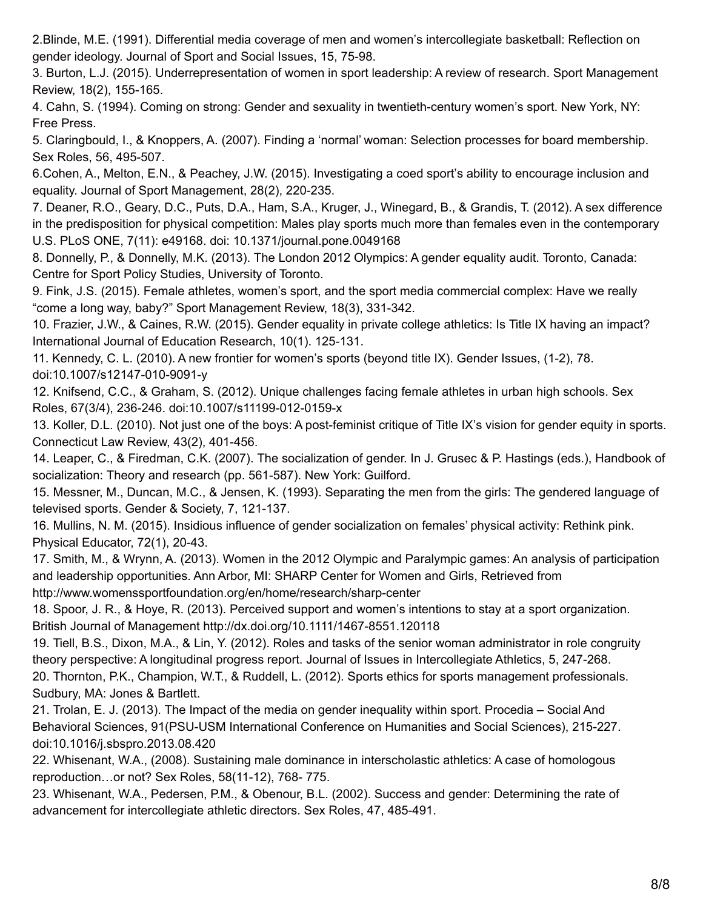2.Blinde, M.E. (1991). Differential media coverage of men and women's intercollegiate basketball: Reflection on gender ideology. Journal of Sport and Social Issues, 15, 75-98.

3. Burton, L.J. (2015). Underrepresentation of women in sport leadership: A review of research. Sport Management Review, 18(2), 155-165.

4. Cahn, S. (1994). Coming on strong: Gender and sexuality in twentieth-century women's sport. New York, NY: Free Press.

5. Claringbould, I., & Knoppers, A. (2007). Finding a 'normal' woman: Selection processes for board membership. Sex Roles, 56, 495-507.

6.Cohen, A., Melton, E.N., & Peachey, J.W. (2015). Investigating a coed sport's ability to encourage inclusion and equality. Journal of Sport Management, 28(2), 220-235.

7. Deaner, R.O., Geary, D.C., Puts, D.A., Ham, S.A., Kruger, J., Winegard, B., & Grandis, T. (2012). A sex difference in the predisposition for physical competition: Males play sports much more than females even in the contemporary U.S. PLoS ONE, 7(11): e49168. doi: 10.1371/journal.pone.0049168

8. Donnelly, P., & Donnelly, M.K. (2013). The London 2012 Olympics: A gender equality audit. Toronto, Canada: Centre for Sport Policy Studies, University of Toronto.

9. Fink, J.S. (2015). Female athletes, women's sport, and the sport media commercial complex: Have we really "come a long way, baby?" Sport Management Review, 18(3), 331-342.

10. Frazier, J.W., & Caines, R.W. (2015). Gender equality in private college athletics: Is Title IX having an impact? International Journal of Education Research, 10(1). 125-131.

11. Kennedy, C. L. (2010). A new frontier for women's sports (beyond title IX). Gender Issues, (1-2), 78. doi:10.1007/s12147-010-9091-y

12. Knifsend, C.C., & Graham, S. (2012). Unique challenges facing female athletes in urban high schools. Sex Roles, 67(3/4), 236-246. doi:10.1007/s11199-012-0159-x

13. Koller, D.L. (2010). Not just one of the boys: A post-feminist critique of Title IX's vision for gender equity in sports. Connecticut Law Review, 43(2), 401-456.

14. Leaper, C., & Firedman, C.K. (2007). The socialization of gender. In J. Grusec & P. Hastings (eds.), Handbook of socialization: Theory and research (pp. 561-587). New York: Guilford.

15. Messner, M., Duncan, M.C., & Jensen, K. (1993). Separating the men from the girls: The gendered language of televised sports. Gender & Society, 7, 121-137.

16. Mullins, N. M. (2015). Insidious influence of gender socialization on females' physical activity: Rethink pink. Physical Educator, 72(1), 20-43.

17. Smith, M., & Wrynn, A. (2013). Women in the 2012 Olympic and Paralympic games: An analysis of participation and leadership opportunities. Ann Arbor, MI: SHARP Center for Women and Girls, Retrieved from http://www.womenssportfoundation.org/en/home/research/sharp-center

18. Spoor, J. R., & Hoye, R. (2013). Perceived support and women's intentions to stay at a sport organization. British Journal of Management http://dx.doi.org/10.1111/1467-8551.120118

19. Tiell, B.S., Dixon, M.A., & Lin, Y. (2012). Roles and tasks of the senior woman administrator in role congruity theory perspective: A longitudinal progress report. Journal of Issues in Intercollegiate Athletics, 5, 247-268.

20. Thornton, P.K., Champion, W.T., & Ruddell, L. (2012). Sports ethics for sports management professionals. Sudbury, MA: Jones & Bartlett.

21. Trolan, E. J. (2013). The Impact of the media on gender inequality within sport. Procedia – Social And Behavioral Sciences, 91(PSU-USM International Conference on Humanities and Social Sciences), 215-227. doi:10.1016/j.sbspro.2013.08.420

22. Whisenant, W.A., (2008). Sustaining male dominance in interscholastic athletics: A case of homologous reproduction…or not? Sex Roles, 58(11-12), 768- 775.

23. Whisenant, W.A., Pedersen, P.M., & Obenour, B.L. (2002). Success and gender: Determining the rate of advancement for intercollegiate athletic directors. Sex Roles, 47, 485-491.